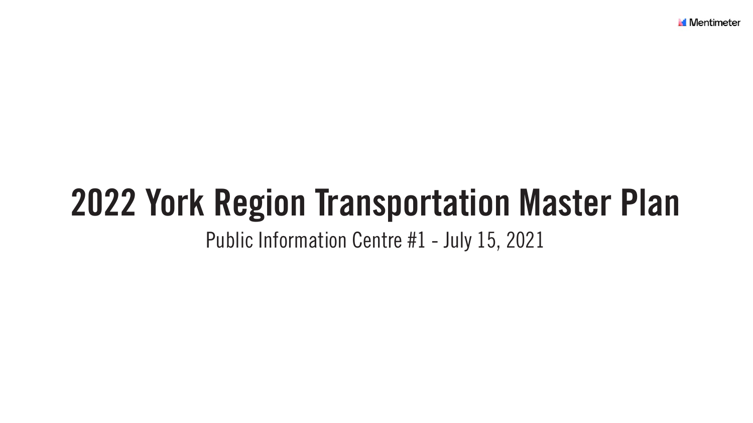# 2022 York Region Transportation Master Plan

Public Information Centre #1 - July 15, 2021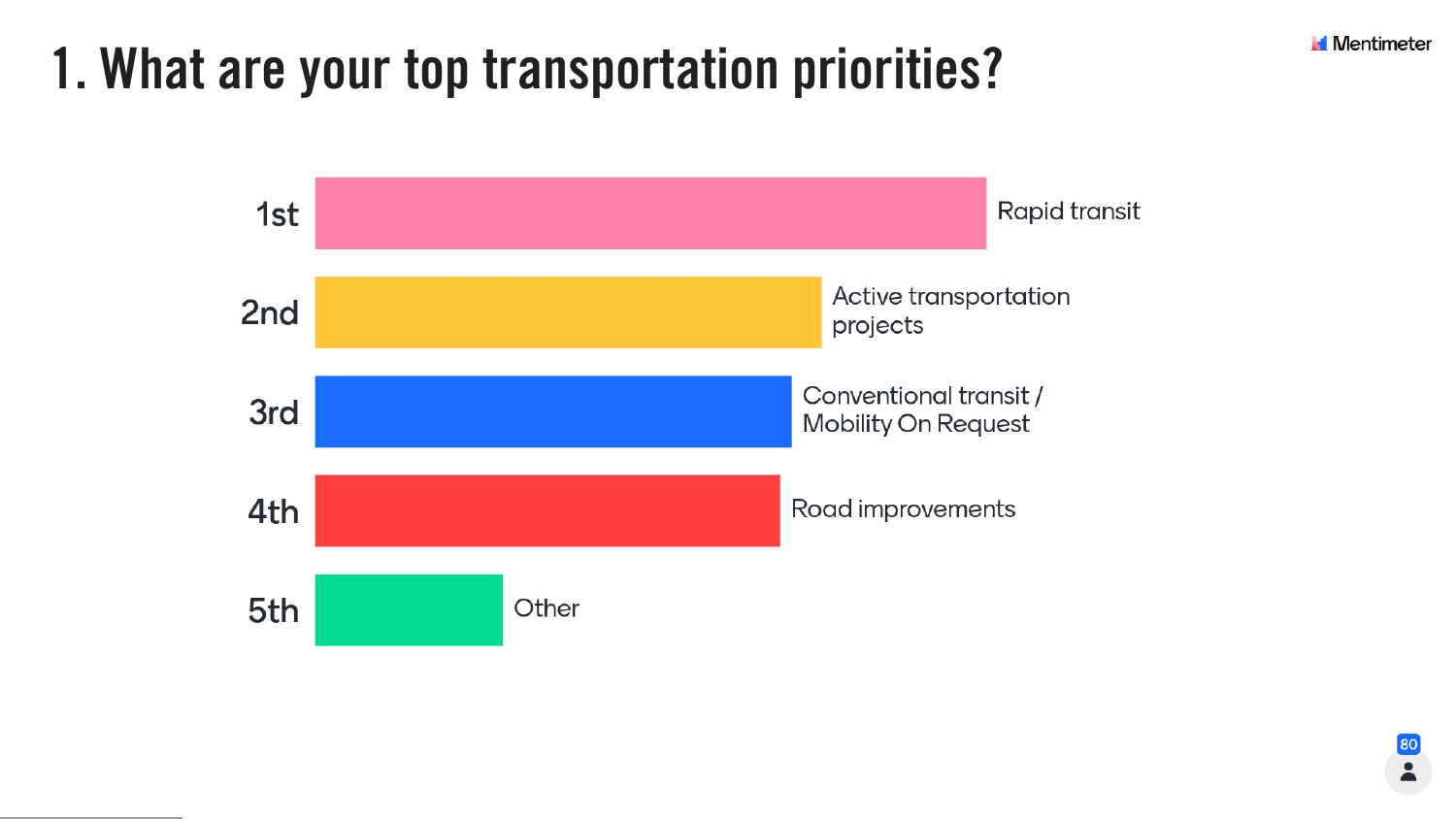# 1. What are your top transportation priorities?

| Rank | Priority |
| --- | --- |
| 1st | Rapid transit |
| 2nd | Active transportation projects |
| 3rd | Conventional transit / Mobility On Request |
| 4th | Road improvements |
| 5th | Other |

80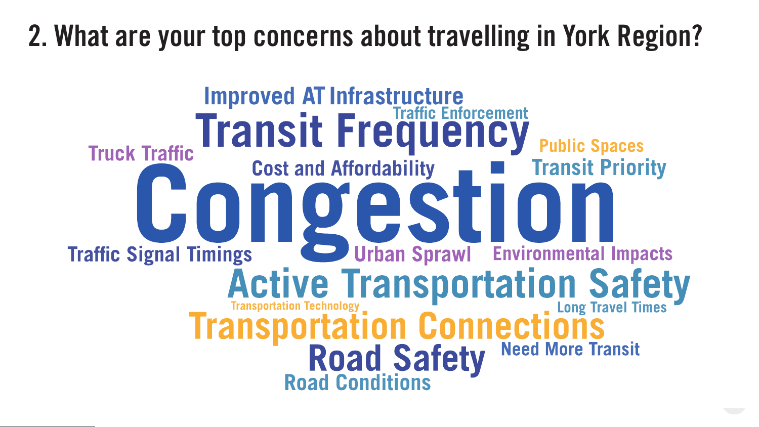## 2. What are your top concerns about travelling in York Region?

Improved AT Infrastructure

Traffic Enforcement

Transit Frequency

Truck Traffic

Public Spaces

Cost and Affordability

Transit Priority

Congestion

Traffic Signal Timings

Urban Sprawl

Environmental Impacts

Active Transportation Safety

Transportation Technology

Long Travel Times

Transportation Connections

Road Safety

Need More Transit

Road Conditions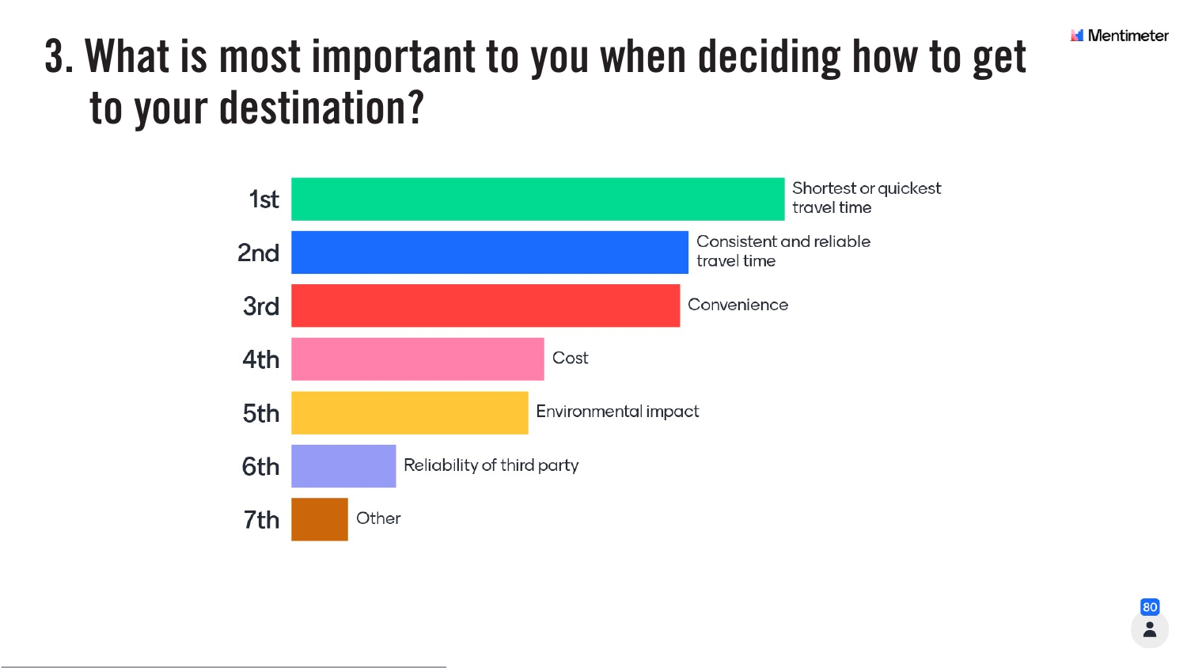# 3. What is most important to you when deciding how to get to your destination?

| Rank | Option |
|---|---|
| 1st | Shortest or quickest travel time |
| 2nd | Consistent and reliable travel time |
| 3rd | Convenience |
| 4th | Cost |
| 5th | Environmental impact |
| 6th | Reliability of third party |
| 7th | Other |

80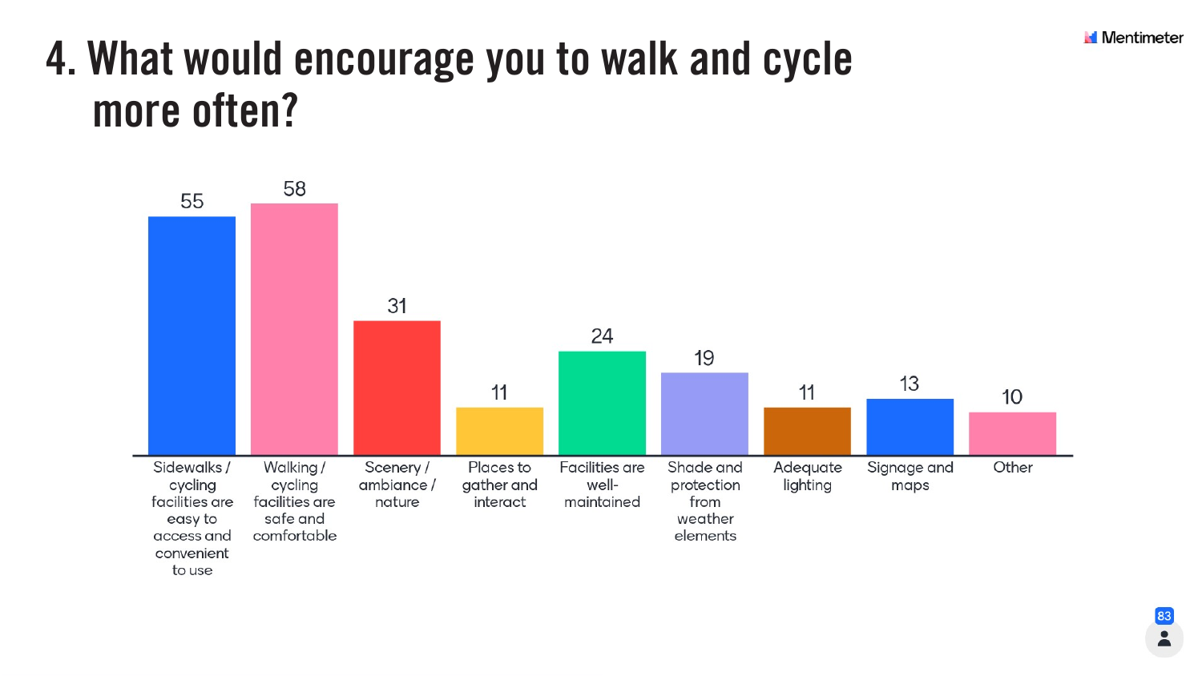# 4. What would encourage you to walk and cycle more often?

| Response | Votes |
|---|---|
| Sidewalks / cycling facilities are easy to access and convenient to use | 55 |
| Walking / cycling facilities are safe and comfortable | 58 |
| Scenery / ambiance / nature | 31 |
| Places to gather and interact | 11 |
| Facilities are well-maintained | 24 |
| Shade and protection from weather elements | 19 |
| Adequate lighting | 11 |
| Signage and maps | 13 |
| Other | 10 |

83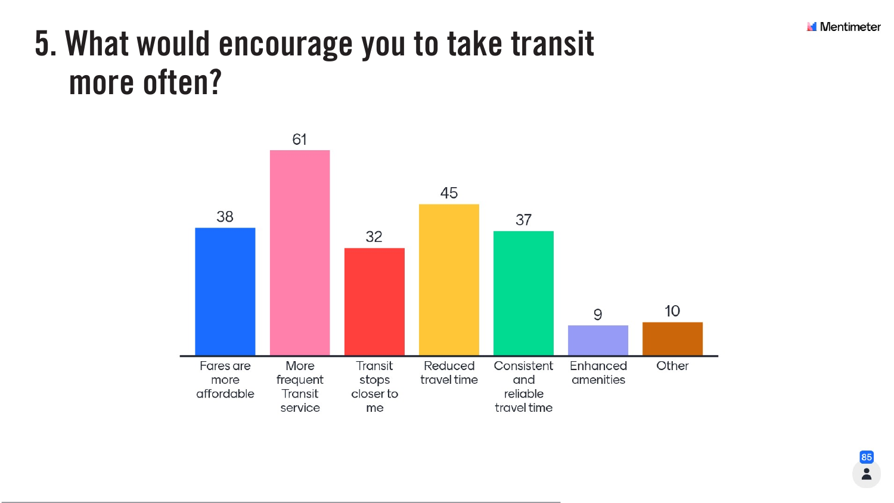# 5. What would encourage you to take transit more often?

| Response | Votes |
| --- | --- |
| Fares are more affordable | 38 |
| More frequent Transit service | 61 |
| Transit stops closer to me | 32 |
| Reduced travel time | 45 |
| Consistent and reliable travel time | 37 |
| Enhanced amenities | 9 |
| Other | 10 |

85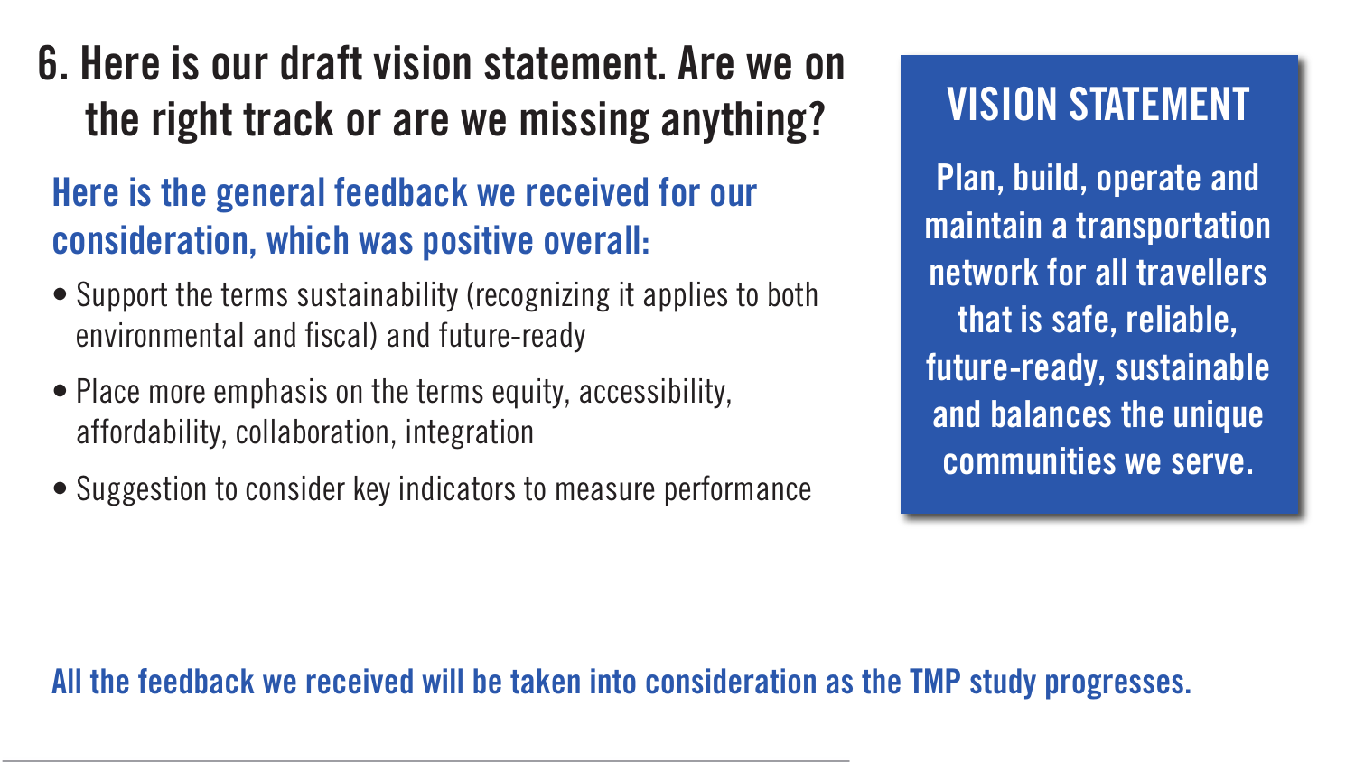## 6. Here is our draft vision statement. Are we on the right track or are we missing anything?

### Here is the general feedback we received for our consideration, which was positive overall:

- Support the terms sustainability (recognizing it applies to both environmental and fiscal) and future-ready
- Place more emphasis on the terms equity, accessibility, affordability, collaboration, integration
- Suggestion to consider key indicators to measure performance

## VISION STATEMENT

**Plan, build, operate and maintain a transportation network for all travellers that is safe, reliable, future-ready, sustainable and balances the unique communities we serve.**

**All the feedback we received will be taken into consideration as the TMP study progresses.**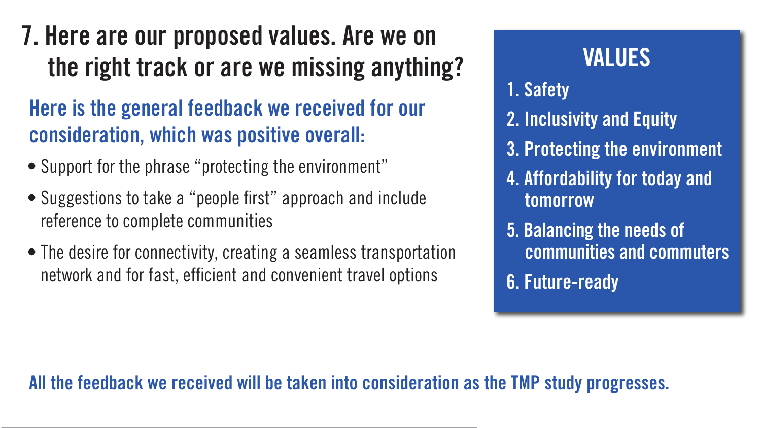# 7. Here are our proposed values. Are we on the right track or are we missing anything?

## Here is the general feedback we received for our consideration, which was positive overall:

- Support for the phrase "protecting the environment"
- Suggestions to take a "people first" approach and include reference to complete communities
- The desire for connectivity, creating a seamless transportation network and for fast, efficient and convenient travel options

## VALUES

1. Safety
2. Inclusivity and Equity
3. Protecting the environment
4. Affordability for today and tomorrow
5. Balancing the needs of communities and commuters
6. Future-ready

**All the feedback we received will be taken into consideration as the TMP study progresses.**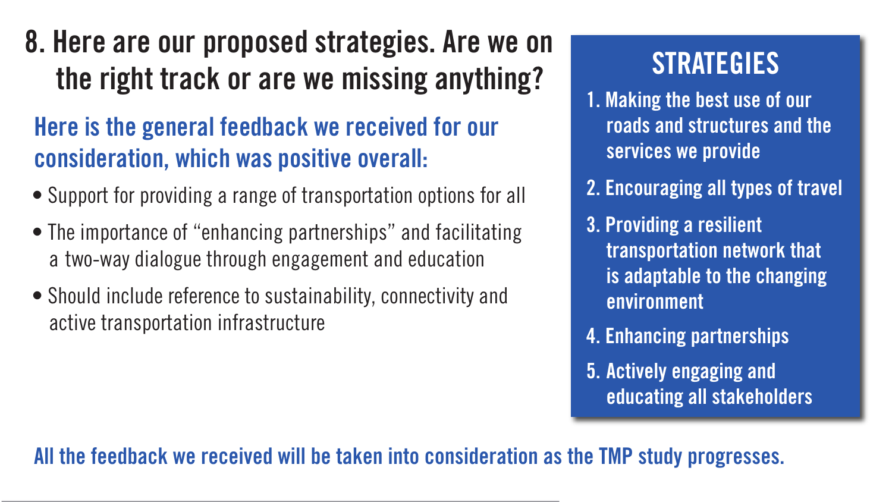## 8. Here are our proposed strategies. Are we on the right track or are we missing anything?

### Here is the general feedback we received for our consideration, which was positive overall:

- Support for providing a range of transportation options for all
- The importance of "enhancing partnerships" and facilitating a two-way dialogue through engagement and education
- Should include reference to sustainability, connectivity and active transportation infrastructure

### STRATEGIES

1. Making the best use of our roads and structures and the services we provide
2. Encouraging all types of travel
3. Providing a resilient transportation network that is adaptable to the changing environment
4. Enhancing partnerships
5. Actively engaging and educating all stakeholders

**All the feedback we received will be taken into consideration as the TMP study progresses.**